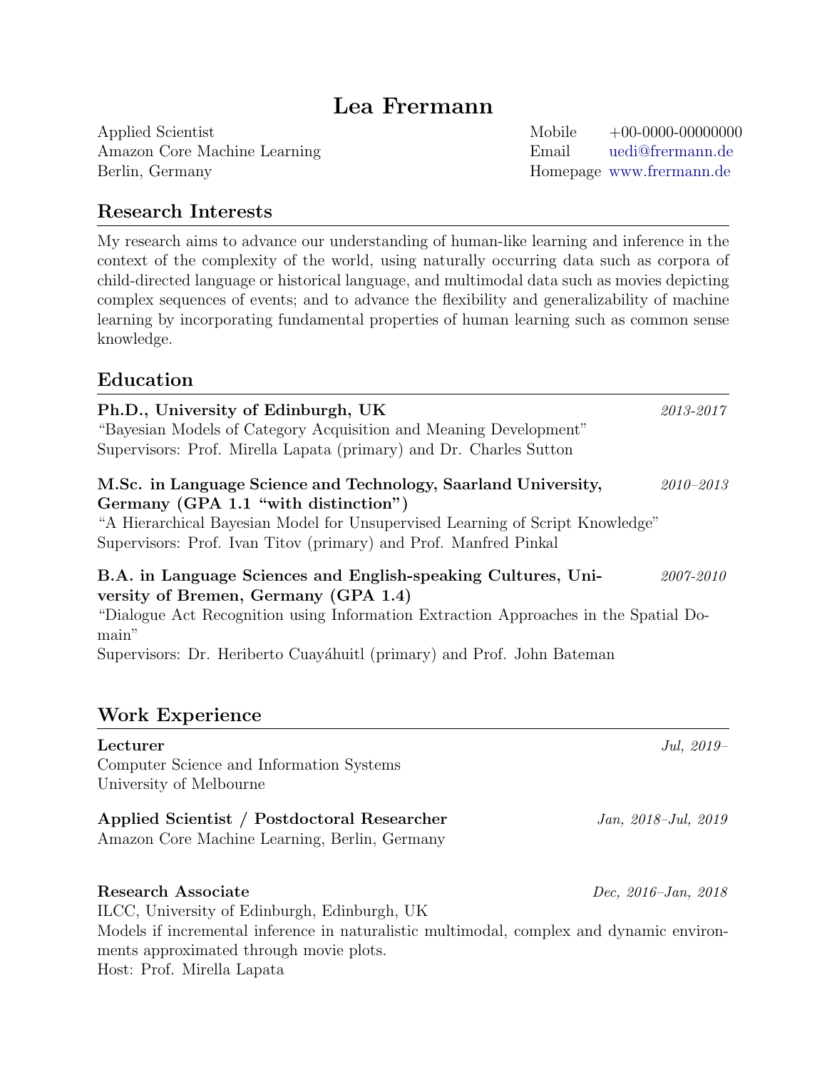# Lea Frermann

Applied Scientist
Amazon Core Machine Learning
Berlin, Germany

Mobile +00-0000-00000000
Email uedi@frermann.de
Homepage www.frermann.de

## Research Interests

My research aims to advance our understanding of human-like learning and inference in the context of the complexity of the world, using naturally occurring data such as corpora of child-directed language or historical language, and multimodal data such as movies depicting complex sequences of events; and to advance the flexibility and generalizability of machine learning by incorporating fundamental properties of human learning such as common sense knowledge.

## Education

**Ph.D., University of Edinburgh, UK** *2013-2017*
"Bayesian Models of Category Acquisition and Meaning Development"
Supervisors: Prof. Mirella Lapata (primary) and Dr. Charles Sutton

**M.Sc. in Language Science and Technology, Saarland University, Germany (GPA 1.1 "with distinction")** *2010–2013*
"A Hierarchical Bayesian Model for Unsupervised Learning of Script Knowledge"
Supervisors: Prof. Ivan Titov (primary) and Prof. Manfred Pinkal

**B.A. in Language Sciences and English-speaking Cultures, University of Bremen, Germany (GPA 1.4)** *2007-2010*
"Dialogue Act Recognition using Information Extraction Approaches in the Spatial Domain"
Supervisors: Dr. Heriberto Cuayáhuitl (primary) and Prof. John Bateman

## Work Experience

**Lecturer** *Jul, 2019–*
Computer Science and Information Systems
University of Melbourne

**Applied Scientist / Postdoctoral Researcher** *Jan, 2018–Jul, 2019*
Amazon Core Machine Learning, Berlin, Germany

**Research Associate** *Dec, 2016–Jan, 2018*
ILCC, University of Edinburgh, Edinburgh, UK
Models if incremental inference in naturalistic multimodal, complex and dynamic environments approximated through movie plots.
Host: Prof. Mirella Lapata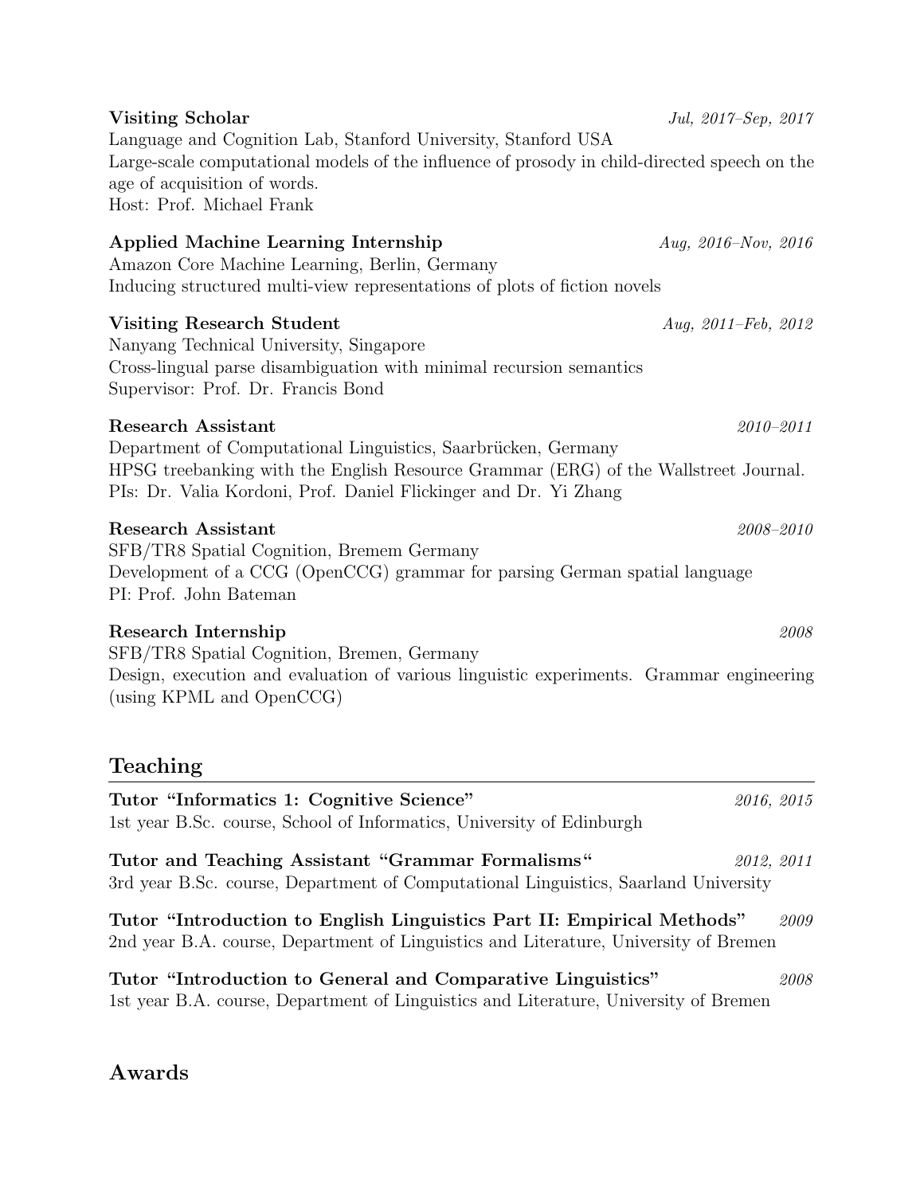**Visiting Scholar** *Jul, 2017–Sep, 2017*
Language and Cognition Lab, Stanford University, Stanford USA
Large-scale computational models of the influence of prosody in child-directed speech on the age of acquisition of words.
Host: Prof. Michael Frank

**Applied Machine Learning Internship** *Aug, 2016–Nov, 2016*
Amazon Core Machine Learning, Berlin, Germany
Inducing structured multi-view representations of plots of fiction novels

**Visiting Research Student** *Aug, 2011–Feb, 2012*
Nanyang Technical University, Singapore
Cross-lingual parse disambiguation with minimal recursion semantics
Supervisor: Prof. Dr. Francis Bond

**Research Assistant** *2010–2011*
Department of Computational Linguistics, Saarbrücken, Germany
HPSG treebanking with the English Resource Grammar (ERG) of the Wallstreet Journal.
PIs: Dr. Valia Kordoni, Prof. Daniel Flickinger and Dr. Yi Zhang

**Research Assistant** *2008–2010*
SFB/TR8 Spatial Cognition, Bremem Germany
Development of a CCG (OpenCCG) grammar for parsing German spatial language
PI: Prof. John Bateman

**Research Internship** *2008*
SFB/TR8 Spatial Cognition, Bremen, Germany
Design, execution and evaluation of various linguistic experiments. Grammar engineering (using KPML and OpenCCG)

## Teaching

**Tutor "Informatics 1: Cognitive Science"** *2016, 2015*
1st year B.Sc. course, School of Informatics, University of Edinburgh

**Tutor and Teaching Assistant "Grammar Formalisms"** *2012, 2011*
3rd year B.Sc. course, Department of Computational Linguistics, Saarland University

**Tutor "Introduction to English Linguistics Part II: Empirical Methods"** *2009*
2nd year B.A. course, Department of Linguistics and Literature, University of Bremen

**Tutor "Introduction to General and Comparative Linguistics"** *2008*
1st year B.A. course, Department of Linguistics and Literature, University of Bremen

## Awards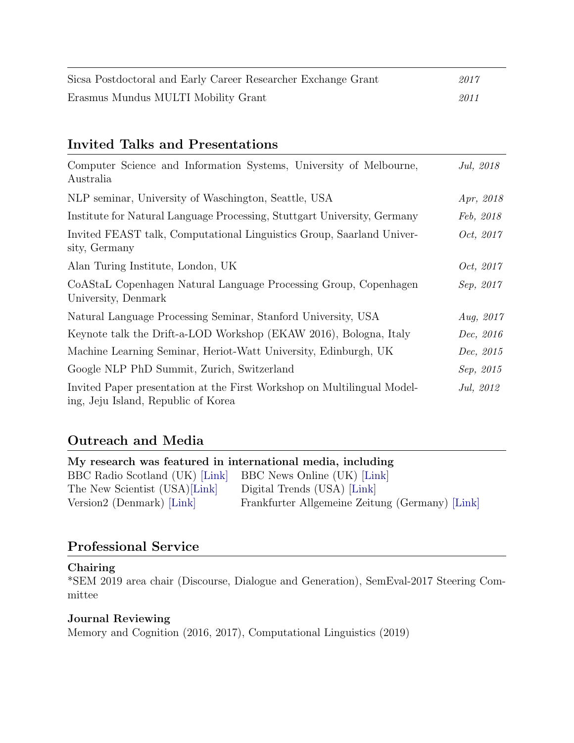| | |
|---|---|
| Sicsa Postdoctoral and Early Career Researcher Exchange Grant | *2017* |
| Erasmus Mundus MULTI Mobility Grant | *2011* |

## Invited Talks and Presentations

| | |
|---|---|
| Computer Science and Information Systems, University of Melbourne, Australia | *Jul, 2018* |
| NLP seminar, University of Waschington, Seattle, USA | *Apr, 2018* |
| Institute for Natural Language Processing, Stuttgart University, Germany | *Feb, 2018* |
| Invited FEAST talk, Computational Linguistics Group, Saarland University, Germany | *Oct, 2017* |
| Alan Turing Institute, London, UK | *Oct, 2017* |
| CoAStaL Copenhagen Natural Language Processing Group, Copenhagen University, Denmark | *Sep, 2017* |
| Natural Language Processing Seminar, Stanford University, USA | *Aug, 2017* |
| Keynote talk the Drift-a-LOD Workshop (EKAW 2016), Bologna, Italy | *Dec, 2016* |
| Machine Learning Seminar, Heriot-Watt University, Edinburgh, UK | *Dec, 2015* |
| Google NLP PhD Summit, Zurich, Switzerland | *Sep, 2015* |
| Invited Paper presentation at the First Workshop on Multilingual Modeling, Jeju Island, Republic of Korea | *Jul, 2012* |

## Outreach and Media

**My research was featured in international media, including**

| | |
|---|---|
| BBC Radio Scotland (UK) [Link] | BBC News Online (UK) [Link] |
| The New Scientist (USA)[Link] | Digital Trends (USA) [Link] |
| Version2 (Denmark) [Link] | Frankfurter Allgemeine Zeitung (Germany) [Link] |

## Professional Service

### Chairing

*SEM 2019 area chair (Discourse, Dialogue and Generation), SemEval-2017 Steering Committee

### Journal Reviewing

Memory and Cognition (2016, 2017), Computational Linguistics (2019)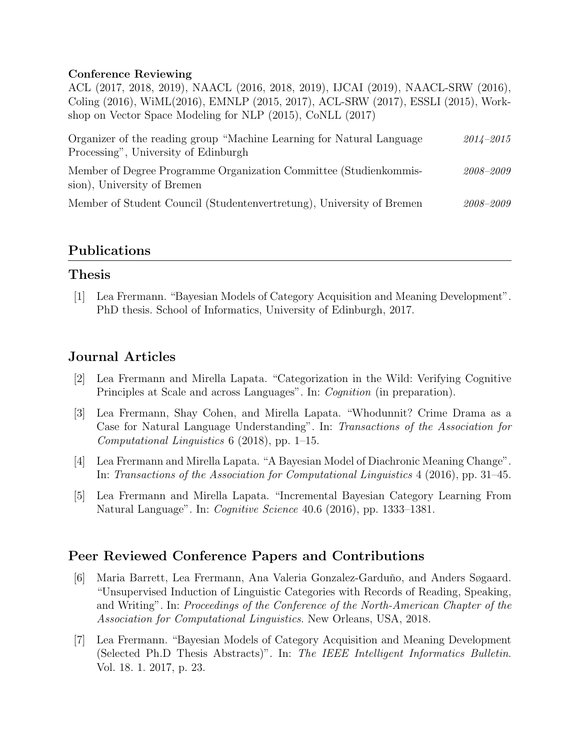**Conference Reviewing**

ACL (2017, 2018, 2019), NAACL (2016, 2018, 2019), IJCAI (2019), NAACL-SRW (2016), Coling (2016), WiML(2016), EMNLP (2015, 2017), ACL-SRW (2017), ESSLI (2015), Workshop on Vector Space Modeling for NLP (2015), CoNLL (2017)

Organizer of the reading group “Machine Learning for Natural Language Processing”, University of Edinburgh — *2014–2015*

Member of Degree Programme Organization Committee (Studienkommission), University of Bremen — *2008–2009*

Member of Student Council (Studentenvertretung), University of Bremen — *2008–2009*

## Publications

### Thesis

[1] Lea Frermann. “Bayesian Models of Category Acquisition and Meaning Development”. PhD thesis. School of Informatics, University of Edinburgh, 2017.

### Journal Articles

[2] Lea Frermann and Mirella Lapata. “Categorization in the Wild: Verifying Cognitive Principles at Scale and across Languages”. In: *Cognition* (in preparation).

[3] Lea Frermann, Shay Cohen, and Mirella Lapata. “Whodunnit? Crime Drama as a Case for Natural Language Understanding”. In: *Transactions of the Association for Computational Linguistics* 6 (2018), pp. 1–15.

[4] Lea Frermann and Mirella Lapata. “A Bayesian Model of Diachronic Meaning Change”. In: *Transactions of the Association for Computational Linguistics* 4 (2016), pp. 31–45.

[5] Lea Frermann and Mirella Lapata. “Incremental Bayesian Category Learning From Natural Language”. In: *Cognitive Science* 40.6 (2016), pp. 1333–1381.

### Peer Reviewed Conference Papers and Contributions

[6] Maria Barrett, Lea Frermann, Ana Valeria Gonzalez-Garduño, and Anders Søgaard. “Unsupervised Induction of Linguistic Categories with Records of Reading, Speaking, and Writing”. In: *Proceedings of the Conference of the North-American Chapter of the Association for Computational Linguistics*. New Orleans, USA, 2018.

[7] Lea Frermann. “Bayesian Models of Category Acquisition and Meaning Development (Selected Ph.D Thesis Abstracts)”. In: *The IEEE Intelligent Informatics Bulletin*. Vol. 18. 1. 2017, p. 23.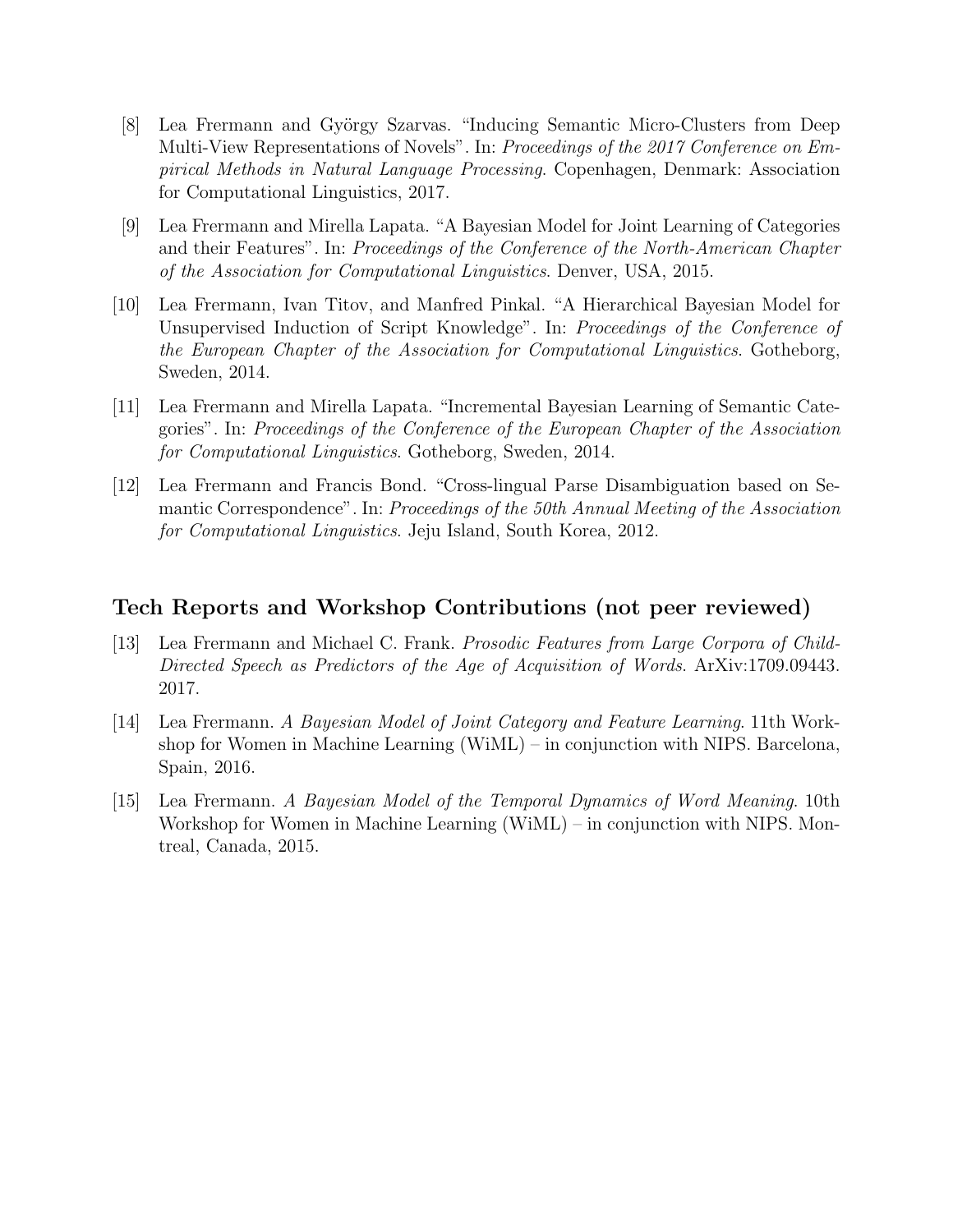[8] Lea Frermann and György Szarvas. "Inducing Semantic Micro-Clusters from Deep Multi-View Representations of Novels". In: *Proceedings of the 2017 Conference on Empirical Methods in Natural Language Processing*. Copenhagen, Denmark: Association for Computational Linguistics, 2017.

[9] Lea Frermann and Mirella Lapata. "A Bayesian Model for Joint Learning of Categories and their Features". In: *Proceedings of the Conference of the North-American Chapter of the Association for Computational Linguistics*. Denver, USA, 2015.

[10] Lea Frermann, Ivan Titov, and Manfred Pinkal. "A Hierarchical Bayesian Model for Unsupervised Induction of Script Knowledge". In: *Proceedings of the Conference of the European Chapter of the Association for Computational Linguistics*. Gotheborg, Sweden, 2014.

[11] Lea Frermann and Mirella Lapata. "Incremental Bayesian Learning of Semantic Categories". In: *Proceedings of the Conference of the European Chapter of the Association for Computational Linguistics*. Gotheborg, Sweden, 2014.

[12] Lea Frermann and Francis Bond. "Cross-lingual Parse Disambiguation based on Semantic Correspondence". In: *Proceedings of the 50th Annual Meeting of the Association for Computational Linguistics*. Jeju Island, South Korea, 2012.

## Tech Reports and Workshop Contributions (not peer reviewed)

[13] Lea Frermann and Michael C. Frank. *Prosodic Features from Large Corpora of Child-Directed Speech as Predictors of the Age of Acquisition of Words*. ArXiv:1709.09443. 2017.

[14] Lea Frermann. *A Bayesian Model of Joint Category and Feature Learning*. 11th Workshop for Women in Machine Learning (WiML) – in conjunction with NIPS. Barcelona, Spain, 2016.

[15] Lea Frermann. *A Bayesian Model of the Temporal Dynamics of Word Meaning*. 10th Workshop for Women in Machine Learning (WiML) – in conjunction with NIPS. Montreal, Canada, 2015.